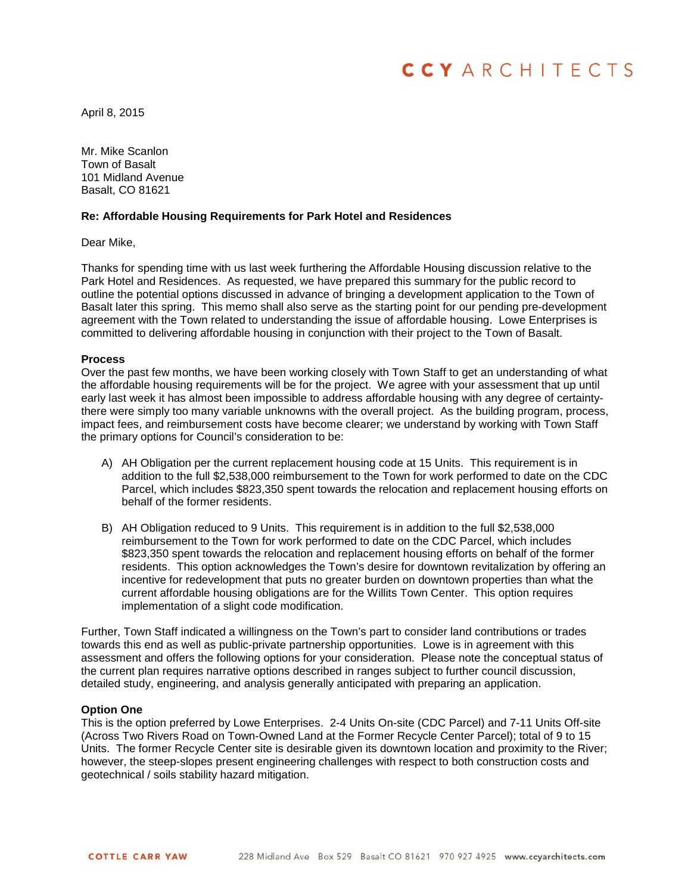April 8, 2015

Mr. Mike Scanlon
Town of Basalt
101 Midland Avenue
Basalt, CO 81621

**Re: Affordable Housing Requirements for Park Hotel and Residences**

Dear Mike,

Thanks for spending time with us last week furthering the Affordable Housing discussion relative to the Park Hotel and Residences. As requested, we have prepared this summary for the public record to outline the potential options discussed in advance of bringing a development application to the Town of Basalt later this spring. This memo shall also serve as the starting point for our pending pre-development agreement with the Town related to understanding the issue of affordable housing. Lowe Enterprises is committed to delivering affordable housing in conjunction with their project to the Town of Basalt.

**Process**

Over the past few months, we have been working closely with Town Staff to get an understanding of what the affordable housing requirements will be for the project. We agree with your assessment that up until early last week it has almost been impossible to address affordable housing with any degree of certainty- there were simply too many variable unknowns with the overall project. As the building program, process, impact fees, and reimbursement costs have become clearer; we understand by working with Town Staff the primary options for Council's consideration to be:

A) AH Obligation per the current replacement housing code at 15 Units. This requirement is in addition to the full $2,538,000 reimbursement to the Town for work performed to date on the CDC Parcel, which includes $823,350 spent towards the relocation and replacement housing efforts on behalf of the former residents.

B) AH Obligation reduced to 9 Units. This requirement is in addition to the full $2,538,000 reimbursement to the Town for work performed to date on the CDC Parcel, which includes $823,350 spent towards the relocation and replacement housing efforts on behalf of the former residents. This option acknowledges the Town's desire for downtown revitalization by offering an incentive for redevelopment that puts no greater burden on downtown properties than what the current affordable housing obligations are for the Willits Town Center. This option requires implementation of a slight code modification.

Further, Town Staff indicated a willingness on the Town's part to consider land contributions or trades towards this end as well as public-private partnership opportunities. Lowe is in agreement with this assessment and offers the following options for your consideration. Please note the conceptual status of the current plan requires narrative options described in ranges subject to further council discussion, detailed study, engineering, and analysis generally anticipated with preparing an application.

**Option One**

This is the option preferred by Lowe Enterprises. 2-4 Units On-site (CDC Parcel) and 7-11 Units Off-site (Across Two Rivers Road on Town-Owned Land at the Former Recycle Center Parcel); total of 9 to 15 Units. The former Recycle Center site is desirable given its downtown location and proximity to the River; however, the steep-slopes present engineering challenges with respect to both construction costs and geotechnical / soils stability hazard mitigation.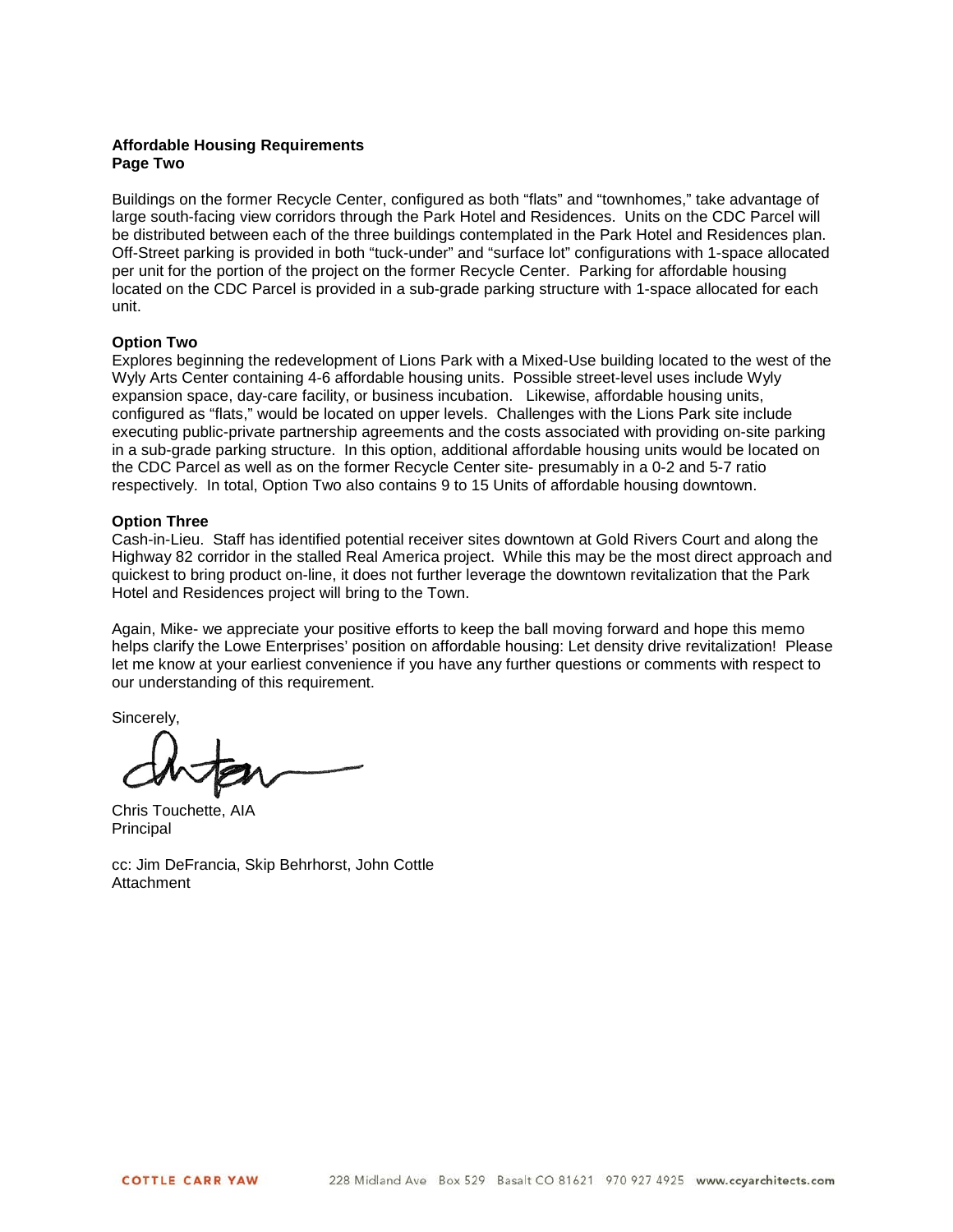**Affordable Housing Requirements**
**Page Two**

Buildings on the former Recycle Center, configured as both "flats" and "townhomes," take advantage of large south-facing view corridors through the Park Hotel and Residences. Units on the CDC Parcel will be distributed between each of the three buildings contemplated in the Park Hotel and Residences plan. Off-Street parking is provided in both "tuck-under" and "surface lot" configurations with 1-space allocated per unit for the portion of the project on the former Recycle Center. Parking for affordable housing located on the CDC Parcel is provided in a sub-grade parking structure with 1-space allocated for each unit.

**Option Two**
Explores beginning the redevelopment of Lions Park with a Mixed-Use building located to the west of the Wyly Arts Center containing 4-6 affordable housing units. Possible street-level uses include Wyly expansion space, day-care facility, or business incubation. Likewise, affordable housing units, configured as "flats," would be located on upper levels. Challenges with the Lions Park site include executing public-private partnership agreements and the costs associated with providing on-site parking in a sub-grade parking structure. In this option, additional affordable housing units would be located on the CDC Parcel as well as on the former Recycle Center site- presumably in a 0-2 and 5-7 ratio respectively. In total, Option Two also contains 9 to 15 Units of affordable housing downtown.

**Option Three**
Cash-in-Lieu. Staff has identified potential receiver sites downtown at Gold Rivers Court and along the Highway 82 corridor in the stalled Real America project. While this may be the most direct approach and quickest to bring product on-line, it does not further leverage the downtown revitalization that the Park Hotel and Residences project will bring to the Town.

Again, Mike- we appreciate your positive efforts to keep the ball moving forward and hope this memo helps clarify the Lowe Enterprises' position on affordable housing: Let density drive revitalization! Please let me know at your earliest convenience if you have any further questions or comments with respect to our understanding of this requirement.

Sincerely,

Chris Touchette, AIA
Principal

cc: Jim DeFrancia, Skip Behrhorst, John Cottle
Attachment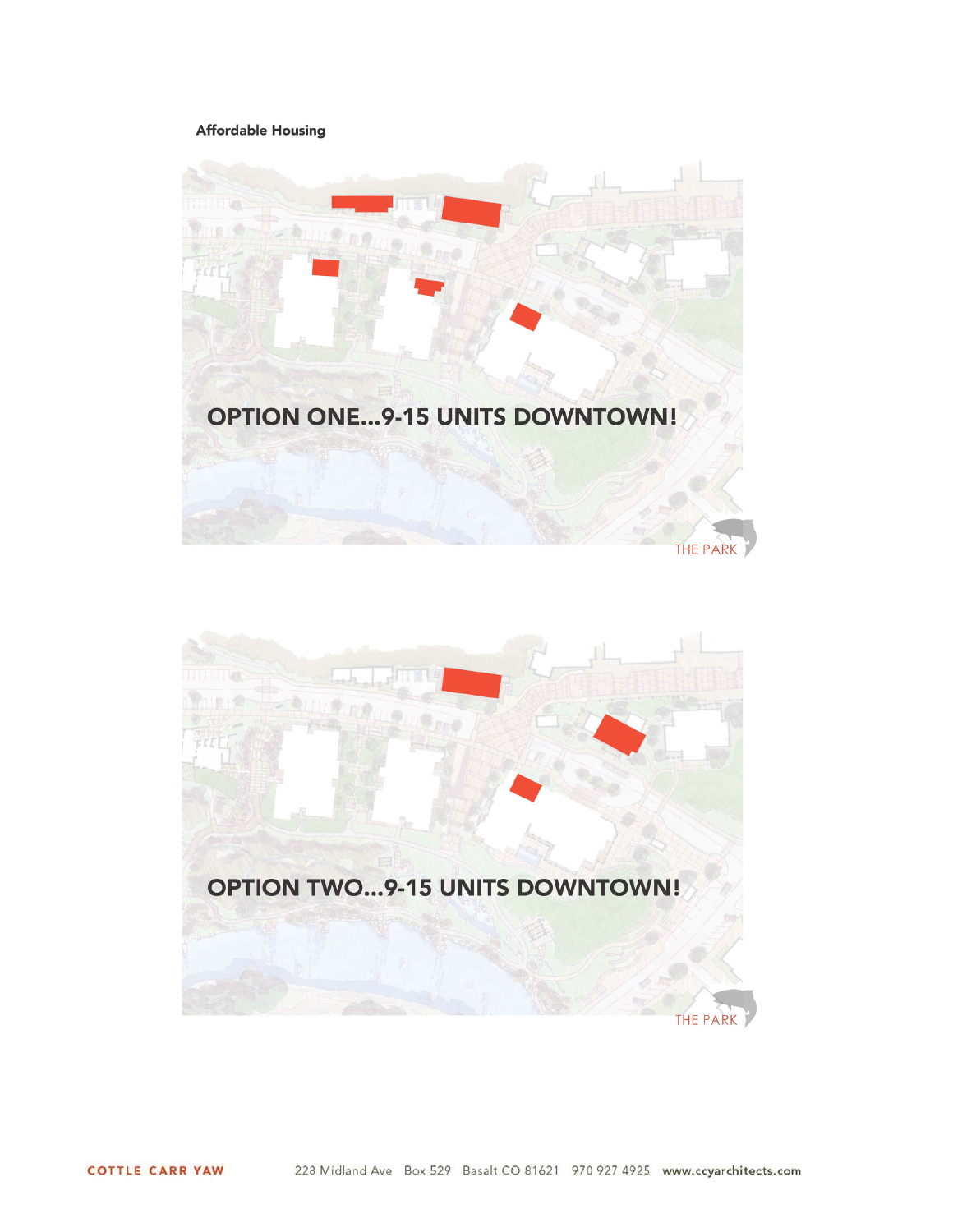**Affordable Housing**

OPTION ONE...9-15 UNITS DOWNTOWN!

THE PARK

OPTION TWO...9-15 UNITS DOWNTOWN!

THE PARK

COTTLE CARR YAW 228 Midland Ave Box 529 Basalt CO 81621 970 927 4925 www.ccyarchitects.com